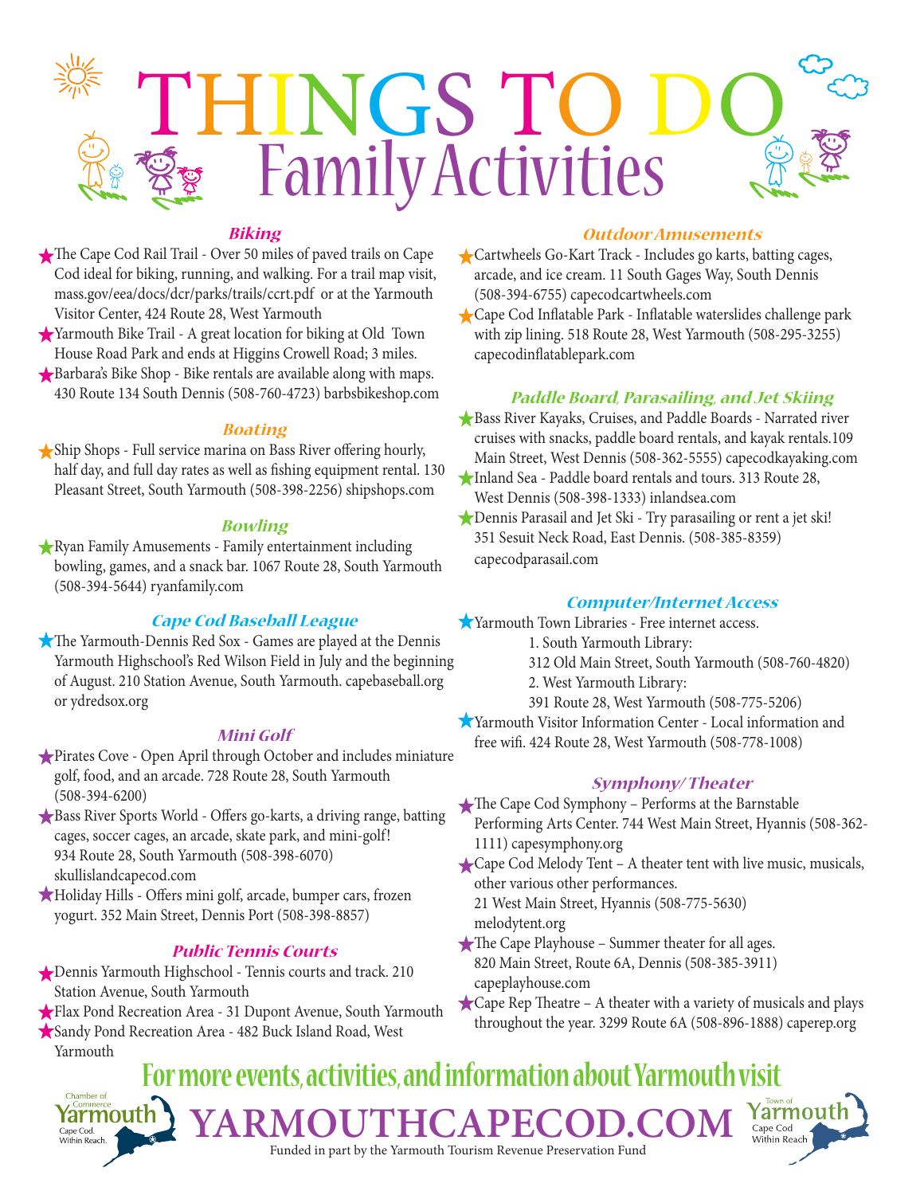# THINGS TO DO
## Family Activities

### *Biking*

- The Cape Cod Rail Trail - Over 50 miles of paved trails on Cape Cod ideal for biking, running, and walking. For a trail map visit, mass.gov/eea/docs/dcr/parks/trails/ccrt.pdf or at the Yarmouth Visitor Center, 424 Route 28, West Yarmouth
- Yarmouth Bike Trail - A great location for biking at Old Town House Road Park and ends at Higgins Crowell Road; 3 miles.
- Barbara's Bike Shop - Bike rentals are available along with maps. 430 Route 134 South Dennis (508-760-4723) barbsbikeshop.com

### *Boating*

- Ship Shops - Full service marina on Bass River offering hourly, half day, and full day rates as well as fishing equipment rental. 130 Pleasant Street, South Yarmouth (508-398-2256) shipshops.com

### *Bowling*

- Ryan Family Amusements - Family entertainment including bowling, games, and a snack bar. 1067 Route 28, South Yarmouth (508-394-5644) ryanfamily.com

### *Cape Cod Baseball League*

- The Yarmouth-Dennis Red Sox - Games are played at the Dennis Yarmouth Highschool's Red Wilson Field in July and the beginning of August. 210 Station Avenue, South Yarmouth. capebaseball.org or ydredsox.org

### *Mini Golf*

- Pirates Cove - Open April through October and includes miniature golf, food, and an arcade. 728 Route 28, South Yarmouth (508-394-6200)
- Bass River Sports World - Offers go-karts, a driving range, batting cages, soccer cages, an arcade, skate park, and mini-golf! 934 Route 28, South Yarmouth (508-398-6070) skullislandcapecod.com
- Holiday Hills - Offers mini golf, arcade, bumper cars, frozen yogurt. 352 Main Street, Dennis Port (508-398-8857)

### *Public Tennis Courts*

- Dennis Yarmouth Highschool - Tennis courts and track. 210 Station Avenue, South Yarmouth
- Flax Pond Recreation Area - 31 Dupont Avenue, South Yarmouth
- Sandy Pond Recreation Area - 482 Buck Island Road, West Yarmouth

### *Outdoor Amusements*

- Cartwheels Go-Kart Track - Includes go karts, batting cages, arcade, and ice cream. 11 South Gages Way, South Dennis (508-394-6755) capecodcartwheels.com
- Cape Cod Inflatable Park - Inflatable waterslides challenge park with zip lining. 518 Route 28, West Yarmouth (508-295-3255) capecodinflatablepark.com

### *Paddle Board, Parasailing, and Jet Skiing*

- Bass River Kayaks, Cruises, and Paddle Boards - Narrated river cruises with snacks, paddle board rentals, and kayak rentals.109 Main Street, West Dennis (508-362-5555) capecodkayaking.com
- Inland Sea - Paddle board rentals and tours. 313 Route 28, West Dennis (508-398-1333) inlandsea.com
- Dennis Parasail and Jet Ski - Try parasailing or rent a jet ski! 351 Sesuit Neck Road, East Dennis. (508-385-8359) capecodparasail.com

### *Computer/Internet Access*

- Yarmouth Town Libraries - Free internet access.
  1. South Yarmouth Library:
     312 Old Main Street, South Yarmouth (508-760-4820)
  2. West Yarmouth Library:
     391 Route 28, West Yarmouth (508-775-5206)
- Yarmouth Visitor Information Center - Local information and free wifi. 424 Route 28, West Yarmouth (508-778-1008)

### *Symphony/ Theater*

- The Cape Cod Symphony – Performs at the Barnstable Performing Arts Center. 744 West Main Street, Hyannis (508-362-1111) capesymphony.org
- Cape Cod Melody Tent – A theater tent with live music, musicals, other various other performances.
  21 West Main Street, Hyannis (508-775-5630) melodytent.org
- The Cape Playhouse – Summer theater for all ages. 820 Main Street, Route 6A, Dennis (508-385-3911) capeplayhouse.com
- Cape Rep Theatre – A theater with a variety of musicals and plays throughout the year. 3299 Route 6A (508-896-1888) caperep.org

**For more events, activities, and information about Yarmouth visit**

**YARMOUTHCAPECOD.COM**

Chamber of Commerce Yarmouth Cape Cod. Within Reach.

Town of Yarmouth Cape Cod Within Reach

Funded in part by the Yarmouth Tourism Revenue Preservation Fund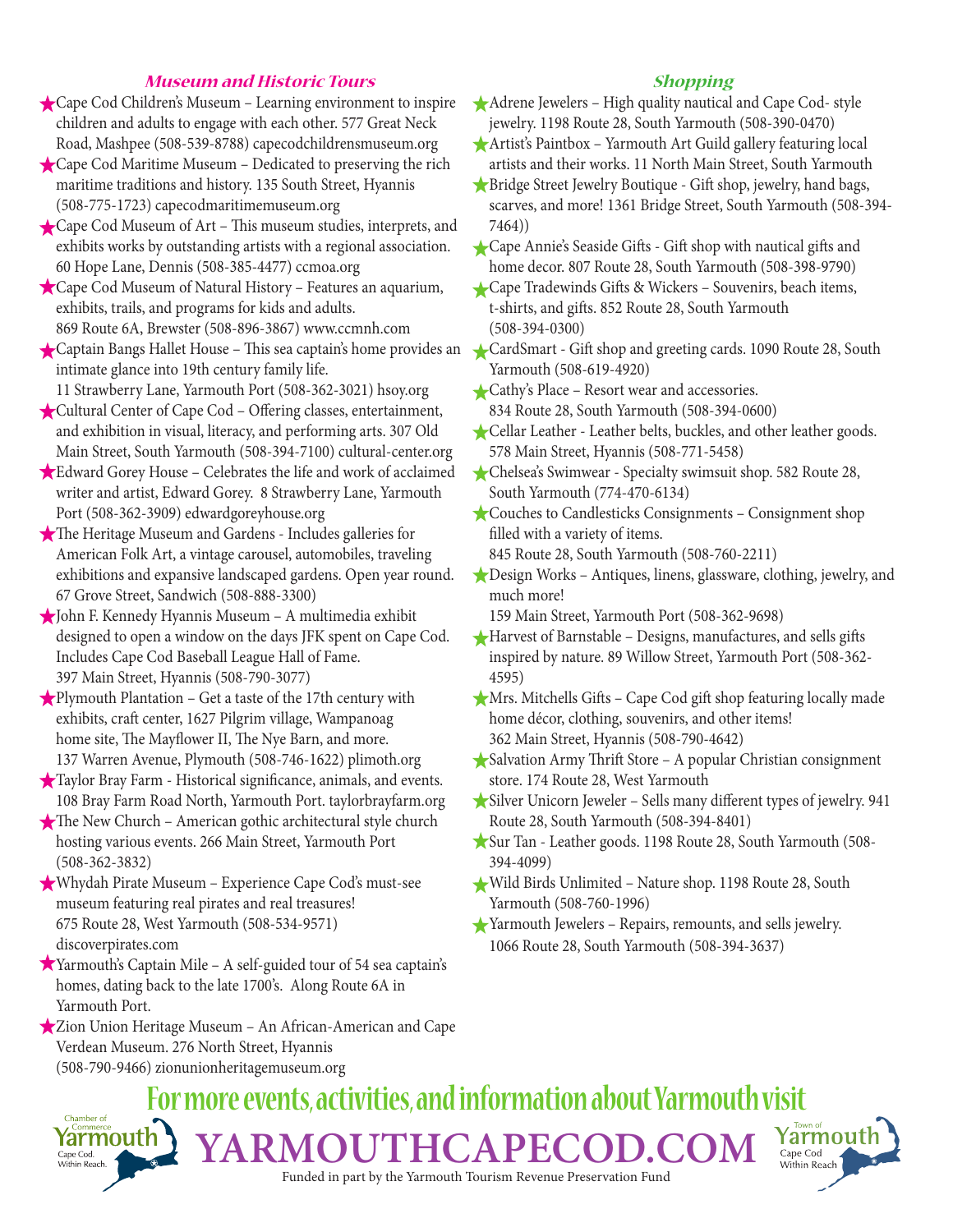## *Museum and Historic Tours*

- Cape Cod Children's Museum – Learning environment to inspire children and adults to engage with each other. 577 Great Neck Road, Mashpee (508-539-8788) capecodchildrensmuseum.org
- Cape Cod Maritime Museum – Dedicated to preserving the rich maritime traditions and history. 135 South Street, Hyannis (508-775-1723) capecodmaritimemuseum.org
- Cape Cod Museum of Art – This museum studies, interprets, and exhibits works by outstanding artists with a regional association. 60 Hope Lane, Dennis (508-385-4477) ccmoa.org
- Cape Cod Museum of Natural History – Features an aquarium, exhibits, trails, and programs for kids and adults. 869 Route 6A, Brewster (508-896-3867) www.ccmnh.com
- Captain Bangs Hallet House – This sea captain's home provides an intimate glance into 19th century family life. 11 Strawberry Lane, Yarmouth Port (508-362-3021) hsoy.org
- Cultural Center of Cape Cod – Offering classes, entertainment, and exhibition in visual, literacy, and performing arts. 307 Old Main Street, South Yarmouth (508-394-7100) cultural-center.org
- Edward Gorey House – Celebrates the life and work of acclaimed writer and artist, Edward Gorey. 8 Strawberry Lane, Yarmouth Port (508-362-3909) edwardgoreyhouse.org
- The Heritage Museum and Gardens - Includes galleries for American Folk Art, a vintage carousel, automobiles, traveling exhibitions and expansive landscaped gardens. Open year round. 67 Grove Street, Sandwich (508-888-3300)
- John F. Kennedy Hyannis Museum – A multimedia exhibit designed to open a window on the days JFK spent on Cape Cod. Includes Cape Cod Baseball League Hall of Fame. 397 Main Street, Hyannis (508-790-3077)
- Plymouth Plantation – Get a taste of the 17th century with exhibits, craft center, 1627 Pilgrim village, Wampanoag home site, The Mayflower II, The Nye Barn, and more. 137 Warren Avenue, Plymouth (508-746-1622) plimoth.org
- Taylor Bray Farm - Historical significance, animals, and events. 108 Bray Farm Road North, Yarmouth Port. taylorbrayfarm.org
- The New Church – American gothic architectural style church hosting various events. 266 Main Street, Yarmouth Port (508-362-3832)
- Whydah Pirate Museum – Experience Cape Cod's must-see museum featuring real pirates and real treasures! 675 Route 28, West Yarmouth (508-534-9571) discoverpirates.com
- Yarmouth's Captain Mile – A self-guided tour of 54 sea captain's homes, dating back to the late 1700's. Along Route 6A in Yarmouth Port.
- Zion Union Heritage Museum – An African-American and Cape Verdean Museum. 276 North Street, Hyannis (508-790-9466) zionunionheritagemuseum.org

## *Shopping*

- Adrene Jewelers – High quality nautical and Cape Cod- style jewelry. 1198 Route 28, South Yarmouth (508-390-0470)
- Artist's Paintbox – Yarmouth Art Guild gallery featuring local artists and their works. 11 North Main Street, South Yarmouth
- Bridge Street Jewelry Boutique - Gift shop, jewelry, hand bags, scarves, and more! 1361 Bridge Street, South Yarmouth (508-394-7464))
- Cape Annie's Seaside Gifts - Gift shop with nautical gifts and home decor. 807 Route 28, South Yarmouth (508-398-9790)
- Cape Tradewinds Gifts & Wickers – Souvenirs, beach items, t-shirts, and gifts. 852 Route 28, South Yarmouth (508-394-0300)
- CardSmart - Gift shop and greeting cards. 1090 Route 28, South Yarmouth (508-619-4920)
- Cathy's Place – Resort wear and accessories. 834 Route 28, South Yarmouth (508-394-0600)
- Cellar Leather - Leather belts, buckles, and other leather goods. 578 Main Street, Hyannis (508-771-5458)
- Chelsea's Swimwear - Specialty swimsuit shop. 582 Route 28, South Yarmouth (774-470-6134)
- Couches to Candlesticks Consignments – Consignment shop filled with a variety of items. 845 Route 28, South Yarmouth (508-760-2211)
- Design Works – Antiques, linens, glassware, clothing, jewelry, and much more! 159 Main Street, Yarmouth Port (508-362-9698)
- Harvest of Barnstable – Designs, manufactures, and sells gifts inspired by nature. 89 Willow Street, Yarmouth Port (508-362-4595)
- Mrs. Mitchells Gifts – Cape Cod gift shop featuring locally made home décor, clothing, souvenirs, and other items! 362 Main Street, Hyannis (508-790-4642)
- Salvation Army Thrift Store – A popular Christian consignment store. 174 Route 28, West Yarmouth
- Silver Unicorn Jeweler – Sells many different types of jewelry. 941 Route 28, South Yarmouth (508-394-8401)
- Sur Tan - Leather goods. 1198 Route 28, South Yarmouth (508-394-4099)
- Wild Birds Unlimited – Nature shop. 1198 Route 28, South Yarmouth (508-760-1996)
- Yarmouth Jewelers – Repairs, remounts, and sells jewelry. 1066 Route 28, South Yarmouth (508-394-3637)

**For more events, activities, and information about Yarmouth visit**

**YARMOUTHCAPECOD.COM**

Funded in part by the Yarmouth Tourism Revenue Preservation Fund

Chamber of Commerce Yarmouth Cape Cod. Within Reach.

Town of Yarmouth Cape Cod Within Reach